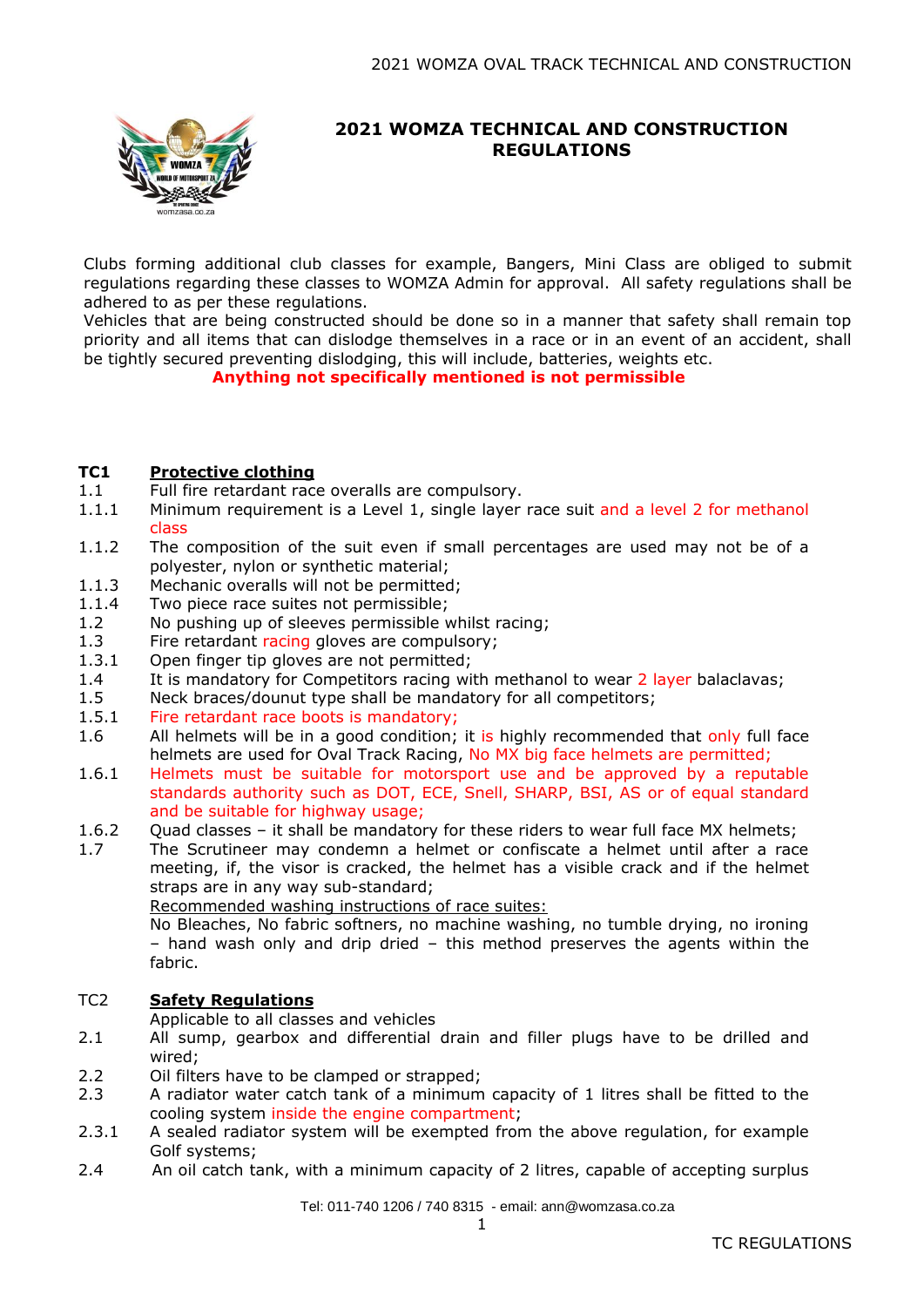# 2021 WOMZA TECHNICAL AND CONSTRUCTION REGULATIONS

Clubs forming additional club classes for example, Bangers, Mini Class are obliged to submit regulations regarding these classes to WOMZA Admin for approval. All safety regulations shall be adhered to as per these regulations.

Vehicles that are being constructed should be done so in a manner that safety shall remain top priority and all items that can dislodge themselves in a race or in an event of an accident, shall be tightly secured preventing dislodging, this will include, batteries, weights etc.

**Anything not specifically mentioned is not permissible**

## TC1 Protective clothing

1.1 Full fire retardant race overalls are compulsory.

1.1.1 Minimum requirement is a Level 1, single layer race suit and a level 2 for methanol class

1.1.2 The composition of the suit even if small percentages are used may not be of a polyester, nylon or synthetic material;

1.1.3 Mechanic overalls will not be permitted;

1.1.4 Two piece race suites not permissible;

1.2 No pushing up of sleeves permissible whilst racing;

1.3 Fire retardant racing gloves are compulsory;

1.3.1 Open finger tip gloves are not permitted;

1.4 It is mandatory for Competitors racing with methanol to wear 2 layer balaclavas;

1.5 Neck braces/dounut type shall be mandatory for all competitors;

1.5.1 Fire retardant race boots is mandatory;

1.6 All helmets will be in a good condition; it is highly recommended that only full face helmets are used for Oval Track Racing, No MX big face helmets are permitted;

1.6.1 Helmets must be suitable for motorsport use and be approved by a reputable standards authority such as DOT, ECE, Snell, SHARP, BSI, AS or of equal standard and be suitable for highway usage;

1.6.2 Quad classes – it shall be mandatory for these riders to wear full face MX helmets;

1.7 The Scrutineer may condemn a helmet or confiscate a helmet until after a race meeting, if, the visor is cracked, the helmet has a visible crack and if the helmet straps are in any way sub-standard;

Recommended washing instructions of race suites:

No Bleaches, No fabric softners, no machine washing, no tumble drying, no ironing – hand wash only and drip dried – this method preserves the agents within the fabric.

## TC2 Safety Regulations

Applicable to all classes and vehicles

2.1 All sump, gearbox and differential drain and filler plugs have to be drilled and wired;

2.2 Oil filters have to be clamped or strapped;

2.3 A radiator water catch tank of a minimum capacity of 1 litres shall be fitted to the cooling system inside the engine compartment;

2.3.1 A sealed radiator system will be exempted from the above regulation, for example Golf systems;

2.4 An oil catch tank, with a minimum capacity of 2 litres, capable of accepting surplus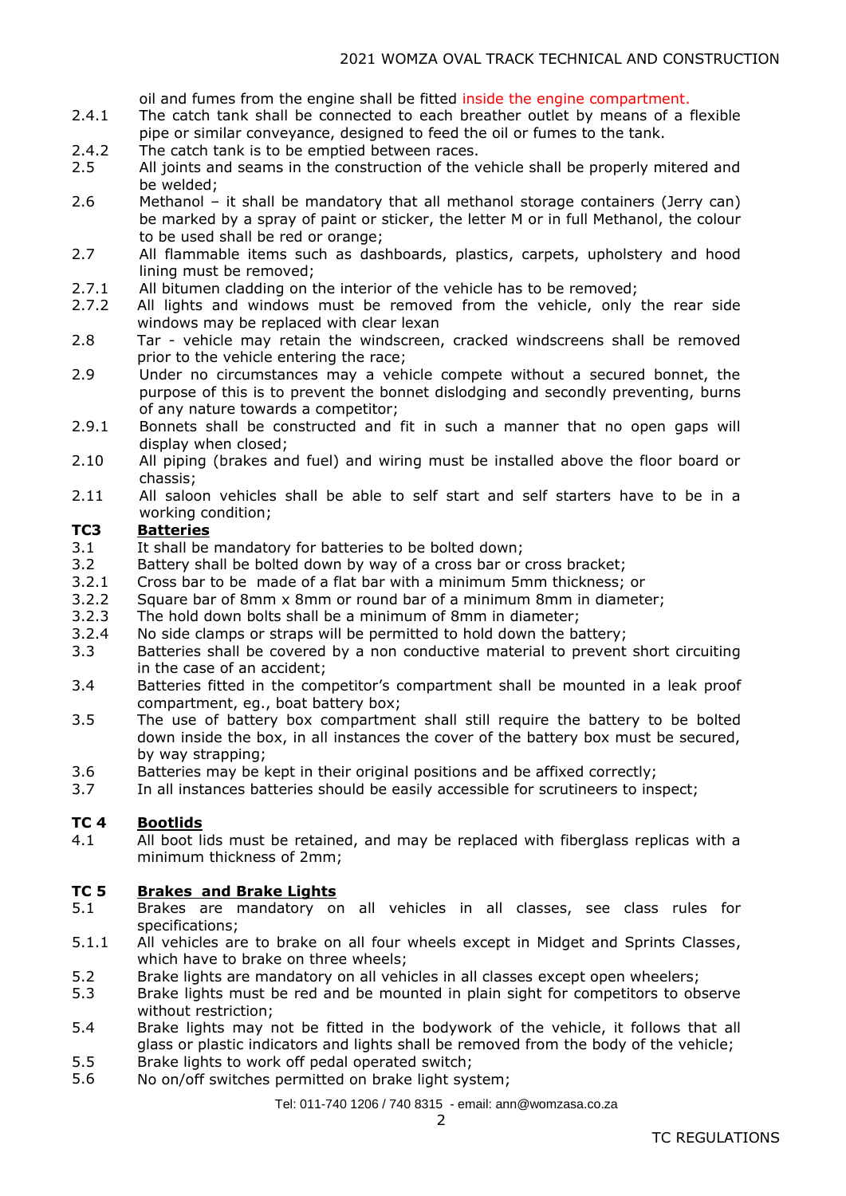oil and fumes from the engine shall be fitted inside the engine compartment.

2.4.1 The catch tank shall be connected to each breather outlet by means of a flexible pipe or similar conveyance, designed to feed the oil or fumes to the tank.

2.4.2 The catch tank is to be emptied between races.

2.5 All joints and seams in the construction of the vehicle shall be properly mitered and be welded;

2.6 Methanol – it shall be mandatory that all methanol storage containers (Jerry can) be marked by a spray of paint or sticker, the letter M or in full Methanol, the colour to be used shall be red or orange;

2.7 All flammable items such as dashboards, plastics, carpets, upholstery and hood lining must be removed;

2.7.1 All bitumen cladding on the interior of the vehicle has to be removed;

2.7.2 All lights and windows must be removed from the vehicle, only the rear side windows may be replaced with clear lexan

2.8 Tar - vehicle may retain the windscreen, cracked windscreens shall be removed prior to the vehicle entering the race;

2.9 Under no circumstances may a vehicle compete without a secured bonnet, the purpose of this is to prevent the bonnet dislodging and secondly preventing, burns of any nature towards a competitor;

2.9.1 Bonnets shall be constructed and fit in such a manner that no open gaps will display when closed;

2.10 All piping (brakes and fuel) and wiring must be installed above the floor board or chassis;

2.11 All saloon vehicles shall be able to self start and self starters have to be in a working condition;

## TC3 Batteries

3.1 It shall be mandatory for batteries to be bolted down;

3.2 Battery shall be bolted down by way of a cross bar or cross bracket;

3.2.1 Cross bar to be made of a flat bar with a minimum 5mm thickness; or

3.2.2 Square bar of 8mm x 8mm or round bar of a minimum 8mm in diameter;

3.2.3 The hold down bolts shall be a minimum of 8mm in diameter;

3.2.4 No side clamps or straps will be permitted to hold down the battery;

3.3 Batteries shall be covered by a non conductive material to prevent short circuiting in the case of an accident;

3.4 Batteries fitted in the competitor's compartment shall be mounted in a leak proof compartment, eg., boat battery box;

3.5 The use of battery box compartment shall still require the battery to be bolted down inside the box, in all instances the cover of the battery box must be secured, by way strapping;

3.6 Batteries may be kept in their original positions and be affixed correctly;

3.7 In all instances batteries should be easily accessible for scrutineers to inspect;

## TC 4 Bootlids

4.1 All boot lids must be retained, and may be replaced with fiberglass replicas with a minimum thickness of 2mm;

## TC 5 Brakes and Brake Lights

5.1 Brakes are mandatory on all vehicles in all classes, see class rules for specifications;

5.1.1 All vehicles are to brake on all four wheels except in Midget and Sprints Classes, which have to brake on three wheels;

5.2 Brake lights are mandatory on all vehicles in all classes except open wheelers;

5.3 Brake lights must be red and be mounted in plain sight for competitors to observe without restriction;

5.4 Brake lights may not be fitted in the bodywork of the vehicle, it follows that all glass or plastic indicators and lights shall be removed from the body of the vehicle;

5.5 Brake lights to work off pedal operated switch;

5.6 No on/off switches permitted on brake light system;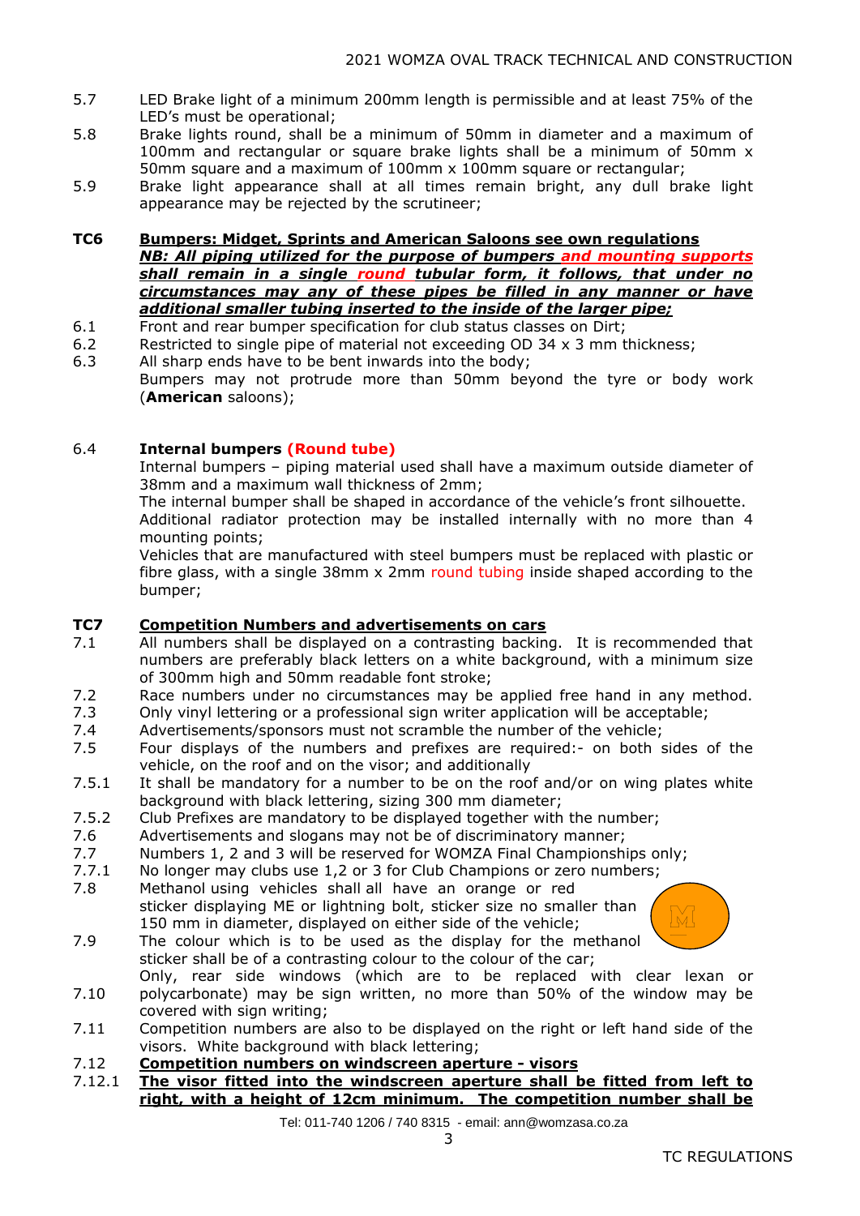5.7 LED Brake light of a minimum 200mm length is permissible and at least 75% of the LED's must be operational;

5.8 Brake lights round, shall be a minimum of 50mm in diameter and a maximum of 100mm and rectangular or square brake lights shall be a minimum of 50mm x 50mm square and a maximum of 100mm x 100mm square or rectangular;

5.9 Brake light appearance shall at all times remain bright, any dull brake light appearance may be rejected by the scrutineer;

**TC6 <u>Bumpers: Midget, Sprints and American Saloons see own regulations</u>**

***<u>NB: All piping utilized for the purpose of bumpers and mounting supports shall remain in a single round tubular form, it follows, that under no circumstances may any of these pipes be filled in any manner or have additional smaller tubing inserted to the inside of the larger pipe;</u>***

6.1 Front and rear bumper specification for club status classes on Dirt;

6.2 Restricted to single pipe of material not exceeding OD 34 x 3 mm thickness;

6.3 All sharp ends have to be bent inwards into the body;
Bumpers may not protrude more than 50mm beyond the tyre or body work (**American** saloons);

6.4 **Internal bumpers (Round tube)**
Internal bumpers – piping material used shall have a maximum outside diameter of 38mm and a maximum wall thickness of 2mm;
The internal bumper shall be shaped in accordance of the vehicle's front silhouette.
Additional radiator protection may be installed internally with no more than 4 mounting points;
Vehicles that are manufactured with steel bumpers must be replaced with plastic or fibre glass, with a single 38mm x 2mm round tubing inside shaped according to the bumper;

**TC7 <u>Competition Numbers and advertisements on cars</u>**

7.1 All numbers shall be displayed on a contrasting backing. It is recommended that numbers are preferably black letters on a white background, with a minimum size of 300mm high and 50mm readable font stroke;

7.2 Race numbers under no circumstances may be applied free hand in any method.

7.3 Only vinyl lettering or a professional sign writer application will be acceptable;

7.4 Advertisements/sponsors must not scramble the number of the vehicle;

7.5 Four displays of the numbers and prefixes are required:- on both sides of the vehicle, on the roof and on the visor; and additionally

7.5.1 It shall be mandatory for a number to be on the roof and/or on wing plates white background with black lettering, sizing 300 mm diameter;

7.5.2 Club Prefixes are mandatory to be displayed together with the number;

7.6 Advertisements and slogans may not be of discriminatory manner;

7.7 Numbers 1, 2 and 3 will be reserved for WOMZA Final Championships only;

7.7.1 No longer may clubs use 1,2 or 3 for Club Champions or zero numbers;

7.8 Methanol using vehicles shall all have an orange or red sticker displaying ME or lightning bolt, sticker size no smaller than 150 mm in diameter, displayed on either side of the vehicle;

7.9 The colour which is to be used as the display for the methanol sticker shall be of a contrasting colour to the colour of the car;

7.10 Only, rear side windows (which are to be replaced with clear lexan or polycarbonate) may be sign written, no more than 50% of the window may be covered with sign writing;

7.11 Competition numbers are also to be displayed on the right or left hand side of the visors. White background with black lettering;

7.12 **<u>Competition numbers on windscreen aperture - visors</u>**

7.12.1 **<u>The visor fitted into the windscreen aperture shall be fitted from left to right, with a height of 12cm minimum. The competition number shall be</u>**

Tel: 011-740 1206 / 740 8315 - email: ann@womzasa.co.za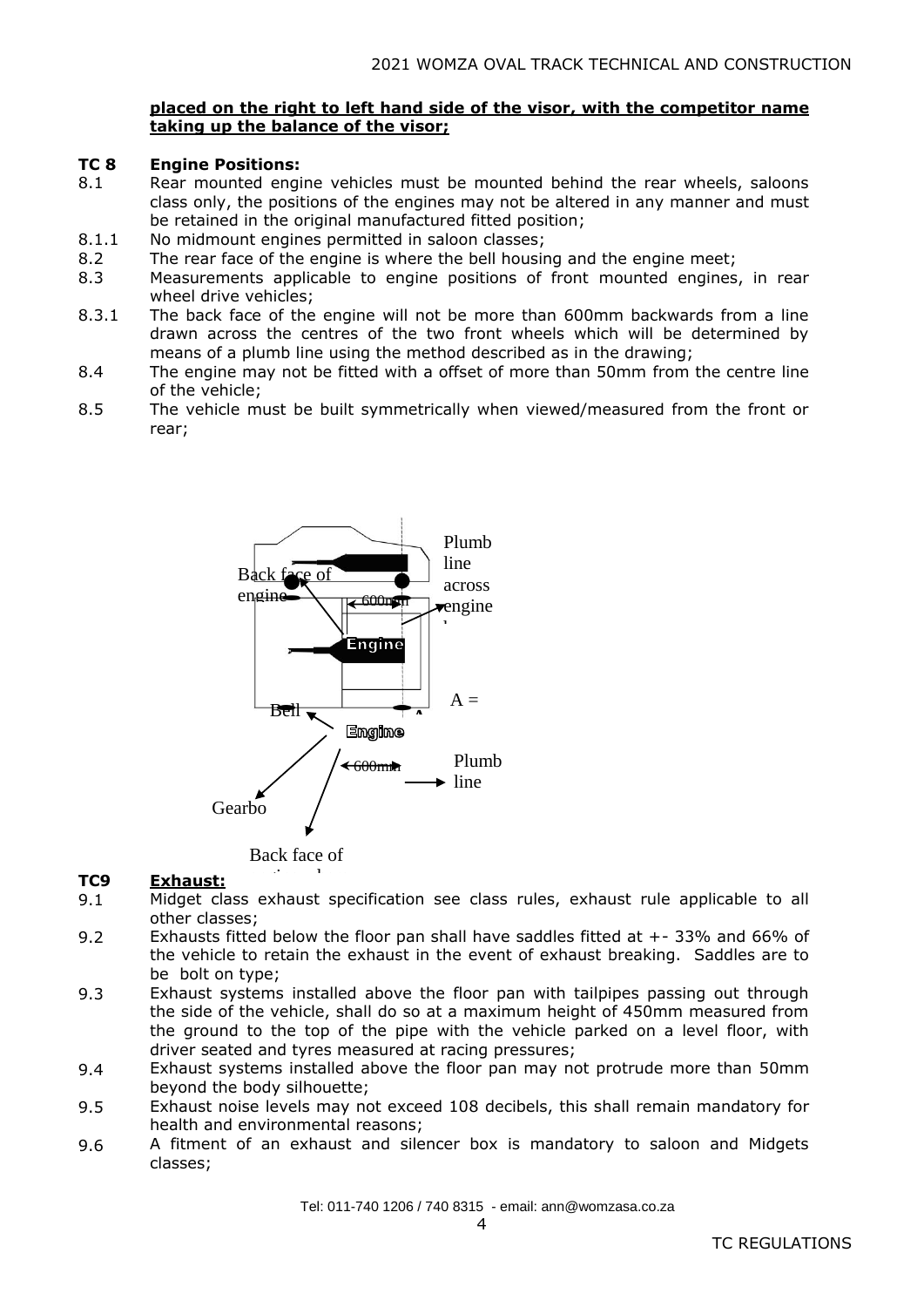**placed on the right to left hand side of the visor, with the competitor name taking up the balance of the visor;**

## TC 8 Engine Positions:

8.1 Rear mounted engine vehicles must be mounted behind the rear wheels, saloons class only, the positions of the engines may not be altered in any manner and must be retained in the original manufactured fitted position;

8.1.1 No midmount engines permitted in saloon classes;

8.2 The rear face of the engine is where the bell housing and the engine meet;

8.3 Measurements applicable to engine positions of front mounted engines, in rear wheel drive vehicles;

8.3.1 The back face of the engine will not be more than 600mm backwards from a line drawn across the centres of the two front wheels which will be determined by means of a plumb line using the method described as in the drawing;

8.4 The engine may not be fitted with a offset of more than 50mm from the centre line of the vehicle;

8.5 The vehicle must be built symmetrically when viewed/measured from the front or rear;

Back face of engine — 600mm — Plumb line across engine — Engine — A = — Bell — Engine — 600mm — Plumb line — Gearbo — Back face of

## TC9 Exhaust:

9.1 Midget class exhaust specification see class rules, exhaust rule applicable to all other classes;

9.2 Exhausts fitted below the floor pan shall have saddles fitted at +- 33% and 66% of the vehicle to retain the exhaust in the event of exhaust breaking. Saddles are to be bolt on type;

9.3 Exhaust systems installed above the floor pan with tailpipes passing out through the side of the vehicle, shall do so at a maximum height of 450mm measured from the ground to the top of the pipe with the vehicle parked on a level floor, with driver seated and tyres measured at racing pressures;

9.4 Exhaust systems installed above the floor pan may not protrude more than 50mm beyond the body silhouette;

9.5 Exhaust noise levels may not exceed 108 decibels, this shall remain mandatory for health and environmental reasons;

9.6 A fitment of an exhaust and silencer box is mandatory to saloon and Midgets classes;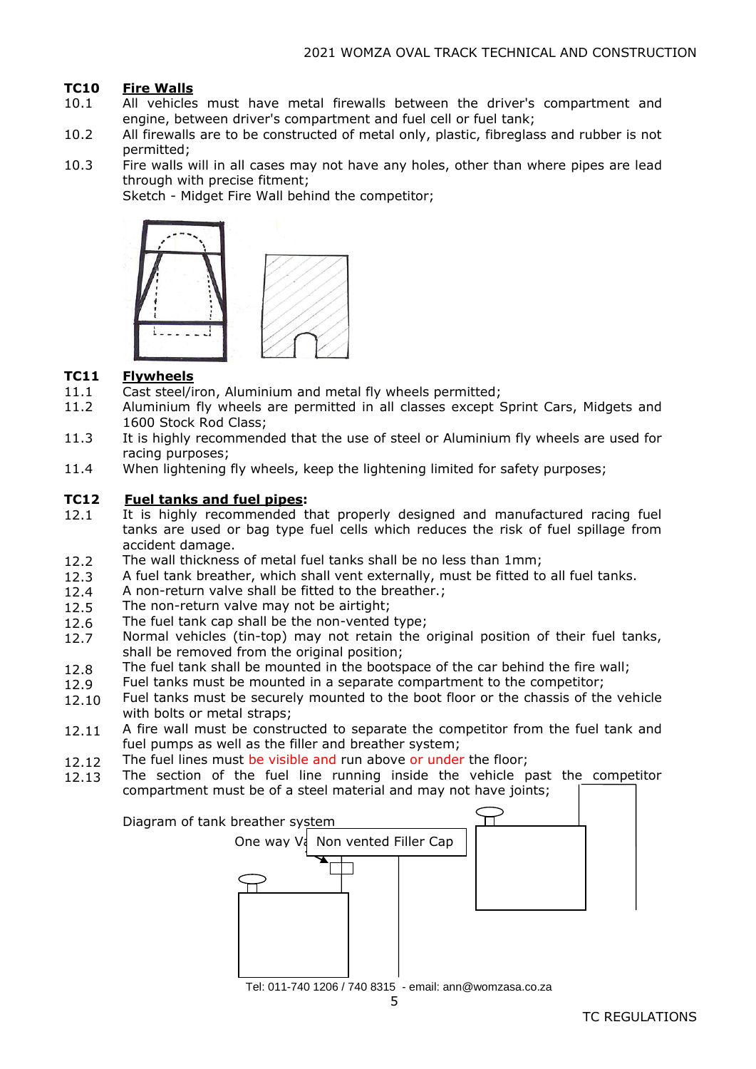## TC10 Fire Walls

10.1 All vehicles must have metal firewalls between the driver's compartment and engine, between driver's compartment and fuel cell or fuel tank;

10.2 All firewalls are to be constructed of metal only, plastic, fibreglass and rubber is not permitted;

10.3 Fire walls will in all cases may not have any holes, other than where pipes are lead through with precise fitment;
Sketch - Midget Fire Wall behind the competitor;

## TC11 Flywheels

11.1 Cast steel/iron, Aluminium and metal fly wheels permitted;

11.2 Aluminium fly wheels are permitted in all classes except Sprint Cars, Midgets and 1600 Stock Rod Class;

11.3 It is highly recommended that the use of steel or Aluminium fly wheels are used for racing purposes;

11.4 When lightening fly wheels, keep the lightening limited for safety purposes;

## TC12 Fuel tanks and fuel pipes:

12.1 It is highly recommended that properly designed and manufactured racing fuel tanks are used or bag type fuel cells which reduces the risk of fuel spillage from accident damage.

12.2 The wall thickness of metal fuel tanks shall be no less than 1mm;

12.3 A fuel tank breather, which shall vent externally, must be fitted to all fuel tanks.

12.4 A non-return valve shall be fitted to the breather.;

12.5 The non-return valve may not be airtight;

12.6 The fuel tank cap shall be the non-vented type;

12.7 Normal vehicles (tin-top) may not retain the original position of their fuel tanks, shall be removed from the original position;

12.8 The fuel tank shall be mounted in the bootspace of the car behind the fire wall;

12.9 Fuel tanks must be mounted in a separate compartment to the competitor;

12.10 Fuel tanks must be securely mounted to the boot floor or the chassis of the vehicle with bolts or metal straps;

12.11 A fire wall must be constructed to separate the competitor from the fuel tank and fuel pumps as well as the filler and breather system;

12.12 The fuel lines must be visible and run above or under the floor;

12.13 The section of the fuel line running inside the vehicle past the competitor compartment must be of a steel material and may not have joints;

Diagram of tank breather system

One way Va Non vented Filler Cap

Tel: 011-740 1206 / 740 8315 - email: ann@womzasa.co.za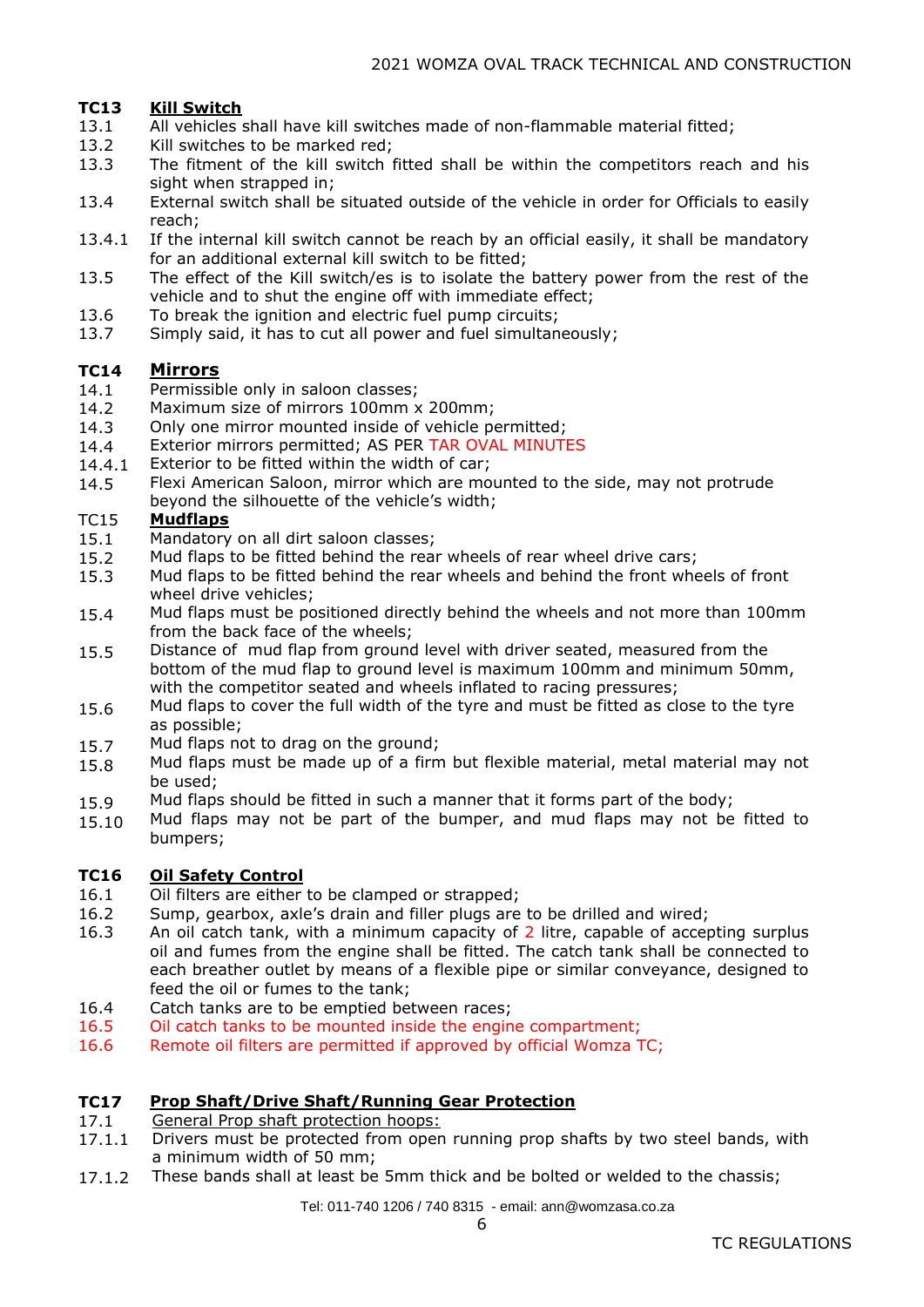## TC13 Kill Switch

13.1 All vehicles shall have kill switches made of non-flammable material fitted;
13.2 Kill switches to be marked red;
13.3 The fitment of the kill switch fitted shall be within the competitors reach and his sight when strapped in;
13.4 External switch shall be situated outside of the vehicle in order for Officials to easily reach;
13.4.1 If the internal kill switch cannot be reach by an official easily, it shall be mandatory for an additional external kill switch to be fitted;
13.5 The effect of the Kill switch/es is to isolate the battery power from the rest of the vehicle and to shut the engine off with immediate effect;
13.6 To break the ignition and electric fuel pump circuits;
13.7 Simply said, it has to cut all power and fuel simultaneously;

## TC14 Mirrors

14.1 Permissible only in saloon classes;
14.2 Maximum size of mirrors 100mm x 200mm;
14.3 Only one mirror mounted inside of vehicle permitted;
14.4 Exterior mirrors permitted; AS PER TAR OVAL MINUTES
14.4.1 Exterior to be fitted within the width of car;
14.5 Flexi American Saloon, mirror which are mounted to the side, may not protrude beyond the silhouette of the vehicle's width;

## TC15 Mudflaps

15.1 Mandatory on all dirt saloon classes;
15.2 Mud flaps to be fitted behind the rear wheels of rear wheel drive cars;
15.3 Mud flaps to be fitted behind the rear wheels and behind the front wheels of front wheel drive vehicles;
15.4 Mud flaps must be positioned directly behind the wheels and not more than 100mm from the back face of the wheels;
15.5 Distance of mud flap from ground level with driver seated, measured from the bottom of the mud flap to ground level is maximum 100mm and minimum 50mm, with the competitor seated and wheels inflated to racing pressures;
15.6 Mud flaps to cover the full width of the tyre and must be fitted as close to the tyre as possible;
15.7 Mud flaps not to drag on the ground;
15.8 Mud flaps must be made up of a firm but flexible material, metal material may not be used;
15.9 Mud flaps should be fitted in such a manner that it forms part of the body;
15.10 Mud flaps may not be part of the bumper, and mud flaps may not be fitted to bumpers;

## TC16 Oil Safety Control

16.1 Oil filters are either to be clamped or strapped;
16.2 Sump, gearbox, axle's drain and filler plugs are to be drilled and wired;
16.3 An oil catch tank, with a minimum capacity of 2 litre, capable of accepting surplus oil and fumes from the engine shall be fitted. The catch tank shall be connected to each breather outlet by means of a flexible pipe or similar conveyance, designed to feed the oil or fumes to the tank;
16.4 Catch tanks are to be emptied between races;
16.5 Oil catch tanks to be mounted inside the engine compartment;
16.6 Remote oil filters are permitted if approved by official Womza TC;

## TC17 Prop Shaft/Drive Shaft/Running Gear Protection

17.1 General Prop shaft protection hoops:
17.1.1 Drivers must be protected from open running prop shafts by two steel bands, with a minimum width of 50 mm;
17.1.2 These bands shall at least be 5mm thick and be bolted or welded to the chassis;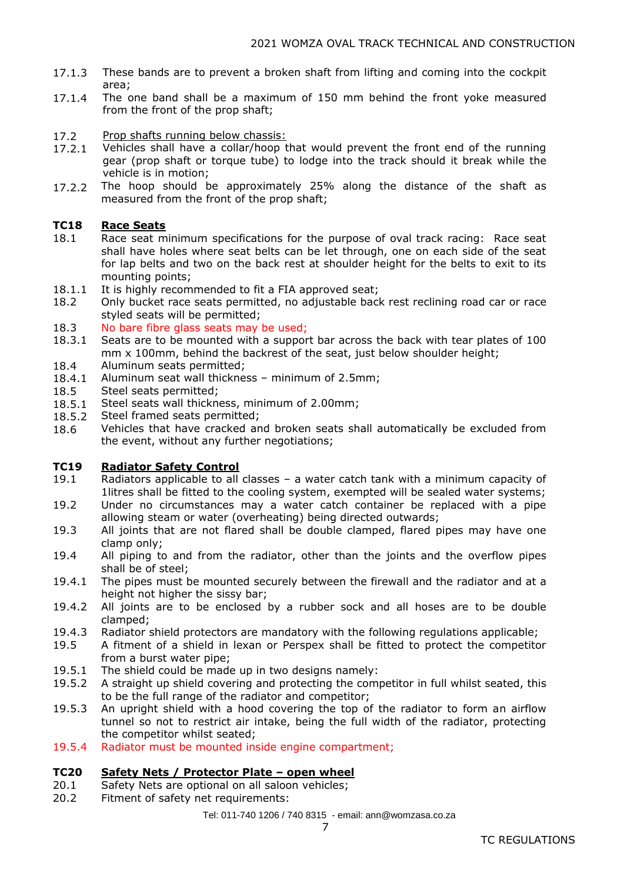17.1.3 These bands are to prevent a broken shaft from lifting and coming into the cockpit area;

17.1.4 The one band shall be a maximum of 150 mm behind the front yoke measured from the front of the prop shaft;

17.2 Prop shafts running below chassis:

17.2.1 Vehicles shall have a collar/hoop that would prevent the front end of the running gear (prop shaft or torque tube) to lodge into the track should it break while the vehicle is in motion;

17.2.2 The hoop should be approximately 25% along the distance of the shaft as measured from the front of the prop shaft;

## TC18 Race Seats

18.1 Race seat minimum specifications for the purpose of oval track racing: Race seat shall have holes where seat belts can be let through, one on each side of the seat for lap belts and two on the back rest at shoulder height for the belts to exit to its mounting points;

18.1.1 It is highly recommended to fit a FIA approved seat;

18.2 Only bucket race seats permitted, no adjustable back rest reclining road car or race styled seats will be permitted;

18.3 No bare fibre glass seats may be used;

18.3.1 Seats are to be mounted with a support bar across the back with tear plates of 100 mm x 100mm, behind the backrest of the seat, just below shoulder height;

18.4 Aluminum seats permitted;

18.4.1 Aluminum seat wall thickness – minimum of 2.5mm;

18.5 Steel seats permitted;

18.5.1 Steel seats wall thickness, minimum of 2.00mm;

18.5.2 Steel framed seats permitted;

18.6 Vehicles that have cracked and broken seats shall automatically be excluded from the event, without any further negotiations;

## TC19 Radiator Safety Control

19.1 Radiators applicable to all classes – a water catch tank with a minimum capacity of 1litres shall be fitted to the cooling system, exempted will be sealed water systems;

19.2 Under no circumstances may a water catch container be replaced with a pipe allowing steam or water (overheating) being directed outwards;

19.3 All joints that are not flared shall be double clamped, flared pipes may have one clamp only;

19.4 All piping to and from the radiator, other than the joints and the overflow pipes shall be of steel;

19.4.1 The pipes must be mounted securely between the firewall and the radiator and at a height not higher the sissy bar;

19.4.2 All joints are to be enclosed by a rubber sock and all hoses are to be double clamped;

19.4.3 Radiator shield protectors are mandatory with the following regulations applicable;

19.5 A fitment of a shield in lexan or Perspex shall be fitted to protect the competitor from a burst water pipe;

19.5.1 The shield could be made up in two designs namely:

19.5.2 A straight up shield covering and protecting the competitor in full whilst seated, this to be the full range of the radiator and competitor;

19.5.3 An upright shield with a hood covering the top of the radiator to form an airflow tunnel so not to restrict air intake, being the full width of the radiator, protecting the competitor whilst seated;

19.5.4 Radiator must be mounted inside engine compartment;

## TC20 Safety Nets / Protector Plate – open wheel

20.1 Safety Nets are optional on all saloon vehicles;

20.2 Fitment of safety net requirements: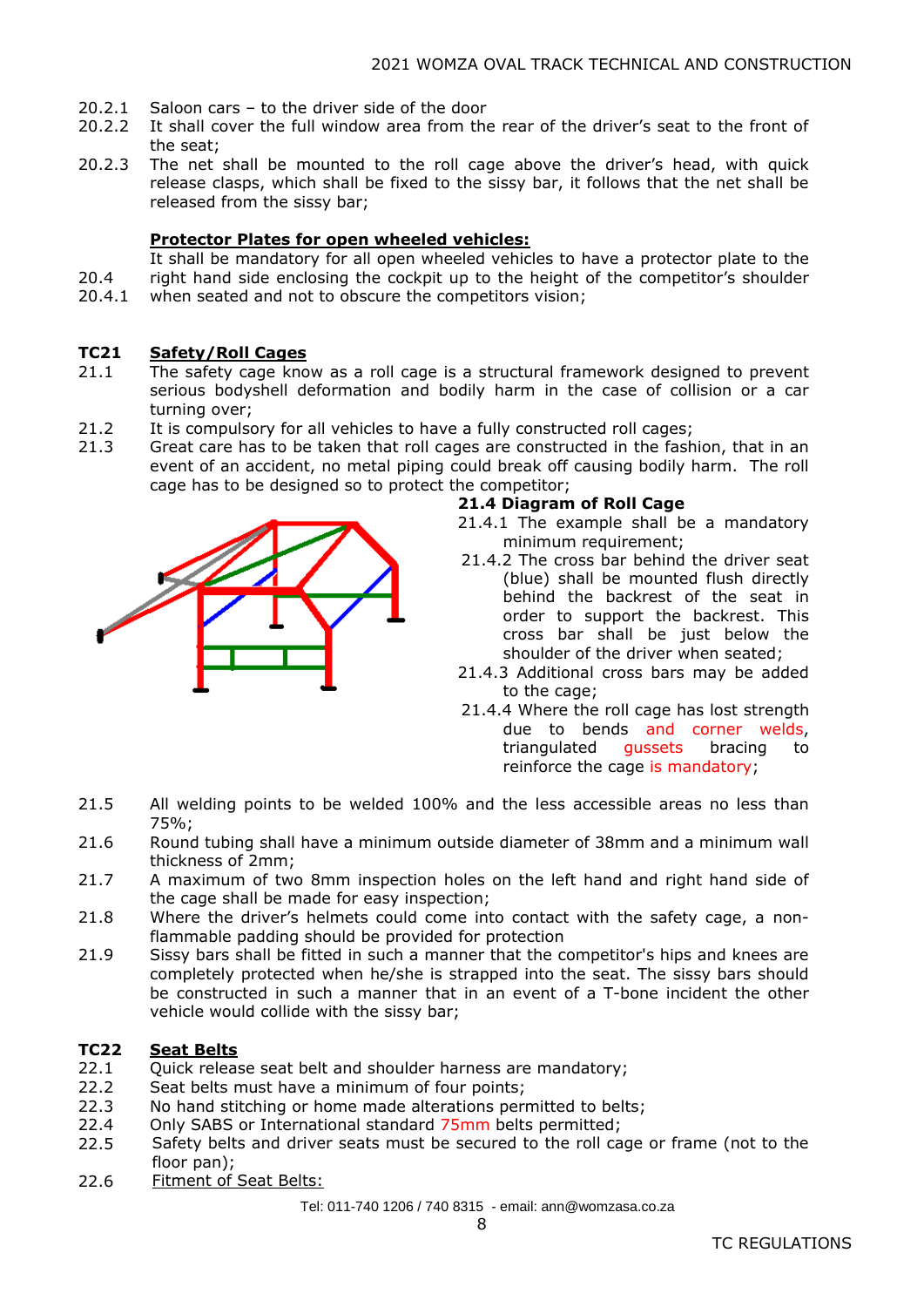20.2.1 Saloon cars – to the driver side of the door

20.2.2 It shall cover the full window area from the rear of the driver's seat to the front of the seat;

20.2.3 The net shall be mounted to the roll cage above the driver's head, with quick release clasps, which shall be fixed to the sissy bar, it follows that the net shall be released from the sissy bar;

**Protector Plates for open wheeled vehicles:**

20.4
20.4.1 It shall be mandatory for all open wheeled vehicles to have a protector plate to the right hand side enclosing the cockpit up to the height of the competitor's shoulder when seated and not to obscure the competitors vision;

## TC21 Safety/Roll Cages

21.1 The safety cage know as a roll cage is a structural framework designed to prevent serious bodyshell deformation and bodily harm in the case of collision or a car turning over;

21.2 It is compulsory for all vehicles to have a fully constructed roll cages;

21.3 Great care has to be taken that roll cages are constructed in the fashion, that in an event of an accident, no metal piping could break off causing bodily harm. The roll cage has to be designed so to protect the competitor;

**21.4 Diagram of Roll Cage**

21.4.1 The example shall be a mandatory minimum requirement;

21.4.2 The cross bar behind the driver seat (blue) shall be mounted flush directly behind the backrest of the seat in order to support the backrest. This cross bar shall be just below the shoulder of the driver when seated;

21.4.3 Additional cross bars may be added to the cage;

21.4.4 Where the roll cage has lost strength due to bends and corner welds, triangulated gussets bracing to reinforce the cage is mandatory;

21.5 All welding points to be welded 100% and the less accessible areas no less than 75%;

21.6 Round tubing shall have a minimum outside diameter of 38mm and a minimum wall thickness of 2mm;

21.7 A maximum of two 8mm inspection holes on the left hand and right hand side of the cage shall be made for easy inspection;

21.8 Where the driver's helmets could come into contact with the safety cage, a non-flammable padding should be provided for protection

21.9 Sissy bars shall be fitted in such a manner that the competitor's hips and knees are completely protected when he/she is strapped into the seat. The sissy bars should be constructed in such a manner that in an event of a T-bone incident the other vehicle would collide with the sissy bar;

## TC22 Seat Belts

22.1 Quick release seat belt and shoulder harness are mandatory;

22.2 Seat belts must have a minimum of four points;

22.3 No hand stitching or home made alterations permitted to belts;

22.4 Only SABS or International standard 75mm belts permitted;

22.5 Safety belts and driver seats must be secured to the roll cage or frame (not to the floor pan);

22.6 Fitment of Seat Belts: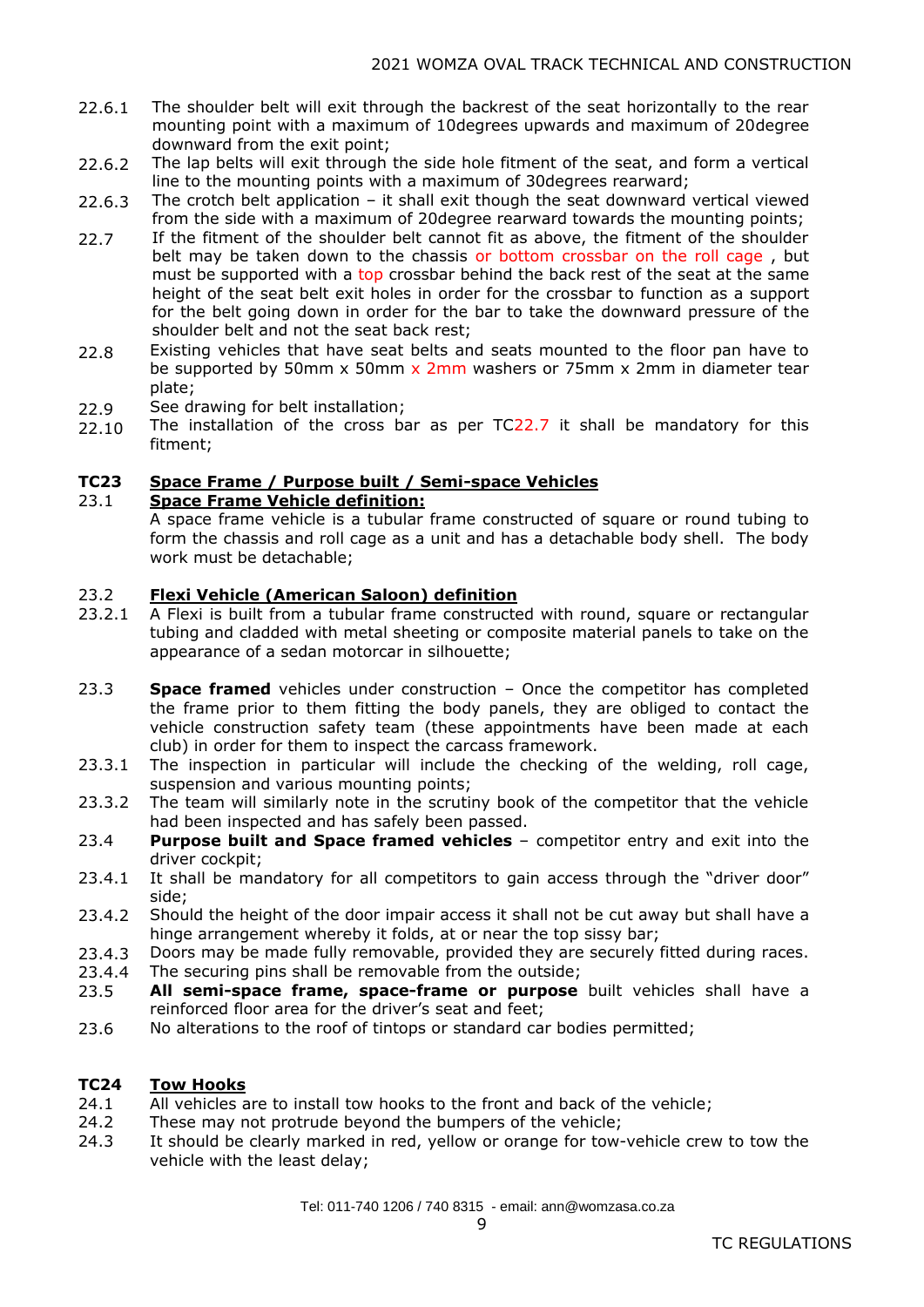22.6.1 The shoulder belt will exit through the backrest of the seat horizontally to the rear mounting point with a maximum of 10degrees upwards and maximum of 20degree downward from the exit point;

22.6.2 The lap belts will exit through the side hole fitment of the seat, and form a vertical line to the mounting points with a maximum of 30degrees rearward;

22.6.3 The crotch belt application – it shall exit though the seat downward vertical viewed from the side with a maximum of 20degree rearward towards the mounting points;

22.7 If the fitment of the shoulder belt cannot fit as above, the fitment of the shoulder belt may be taken down to the chassis or bottom crossbar on the roll cage , but must be supported with a top crossbar behind the back rest of the seat at the same height of the seat belt exit holes in order for the crossbar to function as a support for the belt going down in order for the bar to take the downward pressure of the shoulder belt and not the seat back rest;

22.8 Existing vehicles that have seat belts and seats mounted to the floor pan have to be supported by 50mm x 50mm x 2mm washers or 75mm x 2mm in diameter tear plate;

22.9 See drawing for belt installation;

22.10 The installation of the cross bar as per TC22.7 it shall be mandatory for this fitment;

## TC23 Space Frame / Purpose built / Semi-space Vehicles

### 23.1 Space Frame Vehicle definition:

A space frame vehicle is a tubular frame constructed of square or round tubing to form the chassis and roll cage as a unit and has a detachable body shell. The body work must be detachable;

### 23.2 Flexi Vehicle (American Saloon) definition

23.2.1 A Flexi is built from a tubular frame constructed with round, square or rectangular tubing and cladded with metal sheeting or composite material panels to take on the appearance of a sedan motorcar in silhouette;

23.3 **Space framed** vehicles under construction – Once the competitor has completed the frame prior to them fitting the body panels, they are obliged to contact the vehicle construction safety team (these appointments have been made at each club) in order for them to inspect the carcass framework.

23.3.1 The inspection in particular will include the checking of the welding, roll cage, suspension and various mounting points;

23.3.2 The team will similarly note in the scrutiny book of the competitor that the vehicle had been inspected and has safely been passed.

23.4 **Purpose built and Space framed vehicles** – competitor entry and exit into the driver cockpit;

23.4.1 It shall be mandatory for all competitors to gain access through the "driver door" side;

23.4.2 Should the height of the door impair access it shall not be cut away but shall have a hinge arrangement whereby it folds, at or near the top sissy bar;

23.4.3 Doors may be made fully removable, provided they are securely fitted during races.

23.4.4 The securing pins shall be removable from the outside;

23.5 **All semi-space frame, space-frame or purpose** built vehicles shall have a reinforced floor area for the driver's seat and feet;

23.6 No alterations to the roof of tintops or standard car bodies permitted;

## TC24 Tow Hooks

24.1 All vehicles are to install tow hooks to the front and back of the vehicle;

24.2 These may not protrude beyond the bumpers of the vehicle;

24.3 It should be clearly marked in red, yellow or orange for tow-vehicle crew to tow the vehicle with the least delay;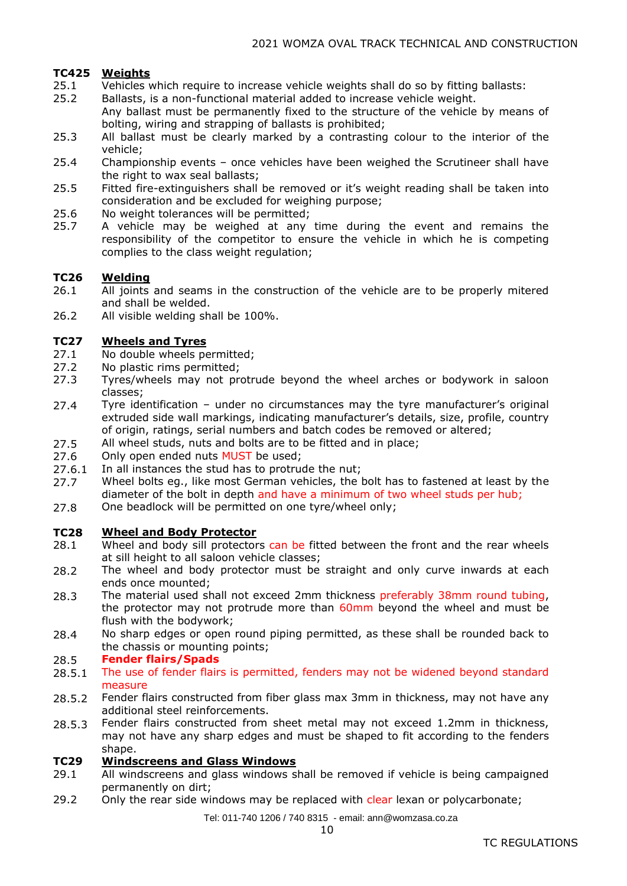### TC425 Weights

25.1 Vehicles which require to increase vehicle weights shall do so by fitting ballasts:

25.2 Ballasts, is a non-functional material added to increase vehicle weight. Any ballast must be permanently fixed to the structure of the vehicle by means of bolting, wiring and strapping of ballasts is prohibited;

25.3 All ballast must be clearly marked by a contrasting colour to the interior of the vehicle;

25.4 Championship events – once vehicles have been weighed the Scrutineer shall have the right to wax seal ballasts;

25.5 Fitted fire-extinguishers shall be removed or it's weight reading shall be taken into consideration and be excluded for weighing purpose;

25.6 No weight tolerances will be permitted;

25.7 A vehicle may be weighed at any time during the event and remains the responsibility of the competitor to ensure the vehicle in which he is competing complies to the class weight regulation;

### TC26 Welding

26.1 All joints and seams in the construction of the vehicle are to be properly mitered and shall be welded.

26.2 All visible welding shall be 100%.

### TC27 Wheels and Tyres

27.1 No double wheels permitted;

27.2 No plastic rims permitted;

27.3 Tyres/wheels may not protrude beyond the wheel arches or bodywork in saloon classes;

27.4 Tyre identification – under no circumstances may the tyre manufacturer's original extruded side wall markings, indicating manufacturer's details, size, profile, country of origin, ratings, serial numbers and batch codes be removed or altered;

27.5 All wheel studs, nuts and bolts are to be fitted and in place;

27.6 Only open ended nuts MUST be used;

27.6.1 In all instances the stud has to protrude the nut;

27.7 Wheel bolts eg., like most German vehicles, the bolt has to fastened at least by the diameter of the bolt in depth and have a minimum of two wheel studs per hub;

27.8 One beadlock will be permitted on one tyre/wheel only;

### TC28 Wheel and Body Protector

28.1 Wheel and body sill protectors can be fitted between the front and the rear wheels at sill height to all saloon vehicle classes;

28.2 The wheel and body protector must be straight and only curve inwards at each ends once mounted;

28.3 The material used shall not exceed 2mm thickness preferably 38mm round tubing, the protector may not protrude more than 60mm beyond the wheel and must be flush with the bodywork;

28.4 No sharp edges or open round piping permitted, as these shall be rounded back to the chassis or mounting points;

28.5 **Fender flairs/Spads**

28.5.1 The use of fender flairs is permitted, fenders may not be widened beyond standard measure

28.5.2 Fender flairs constructed from fiber glass max 3mm in thickness, may not have any additional steel reinforcements.

28.5.3 Fender flairs constructed from sheet metal may not exceed 1.2mm in thickness, may not have any sharp edges and must be shaped to fit according to the fenders shape.

### TC29 Windscreens and Glass Windows

29.1 All windscreens and glass windows shall be removed if vehicle is being campaigned permanently on dirt;

29.2 Only the rear side windows may be replaced with clear lexan or polycarbonate;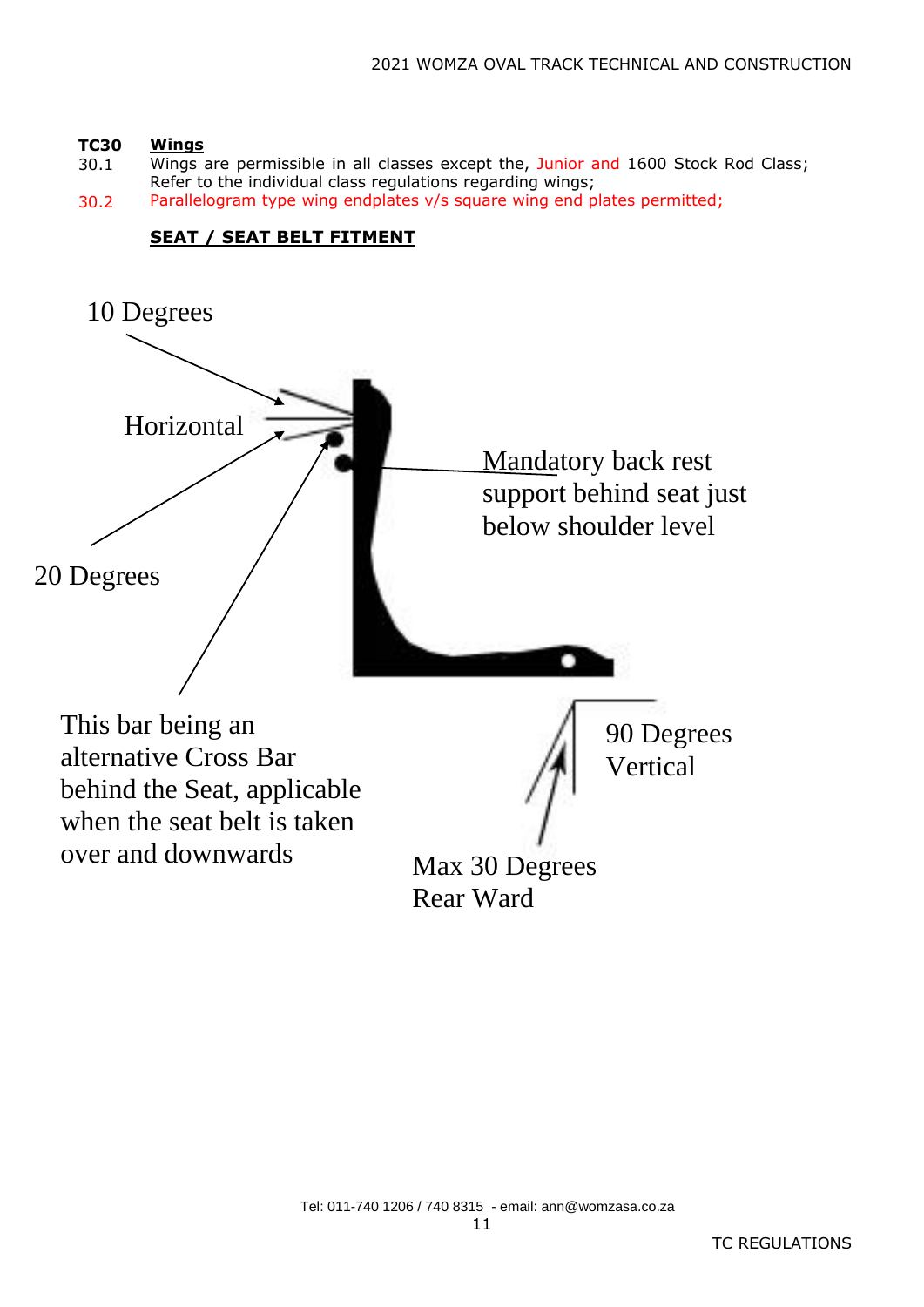### TC30 Wings

30.1 Wings are permissible in all classes except the, Junior and 1600 Stock Rod Class; Refer to the individual class regulations regarding wings;

30.2 Parallelogram type wing endplates v/s square wing end plates permitted;

**SEAT / SEAT BELT FITMENT**

10 Degrees

Horizontal

20 Degrees

Mandatory back rest support behind seat just below shoulder level

This bar being an alternative Cross Bar behind the Seat, applicable when the seat belt is taken over and downwards

90 Degrees Vertical

Max 30 Degrees Rear Ward